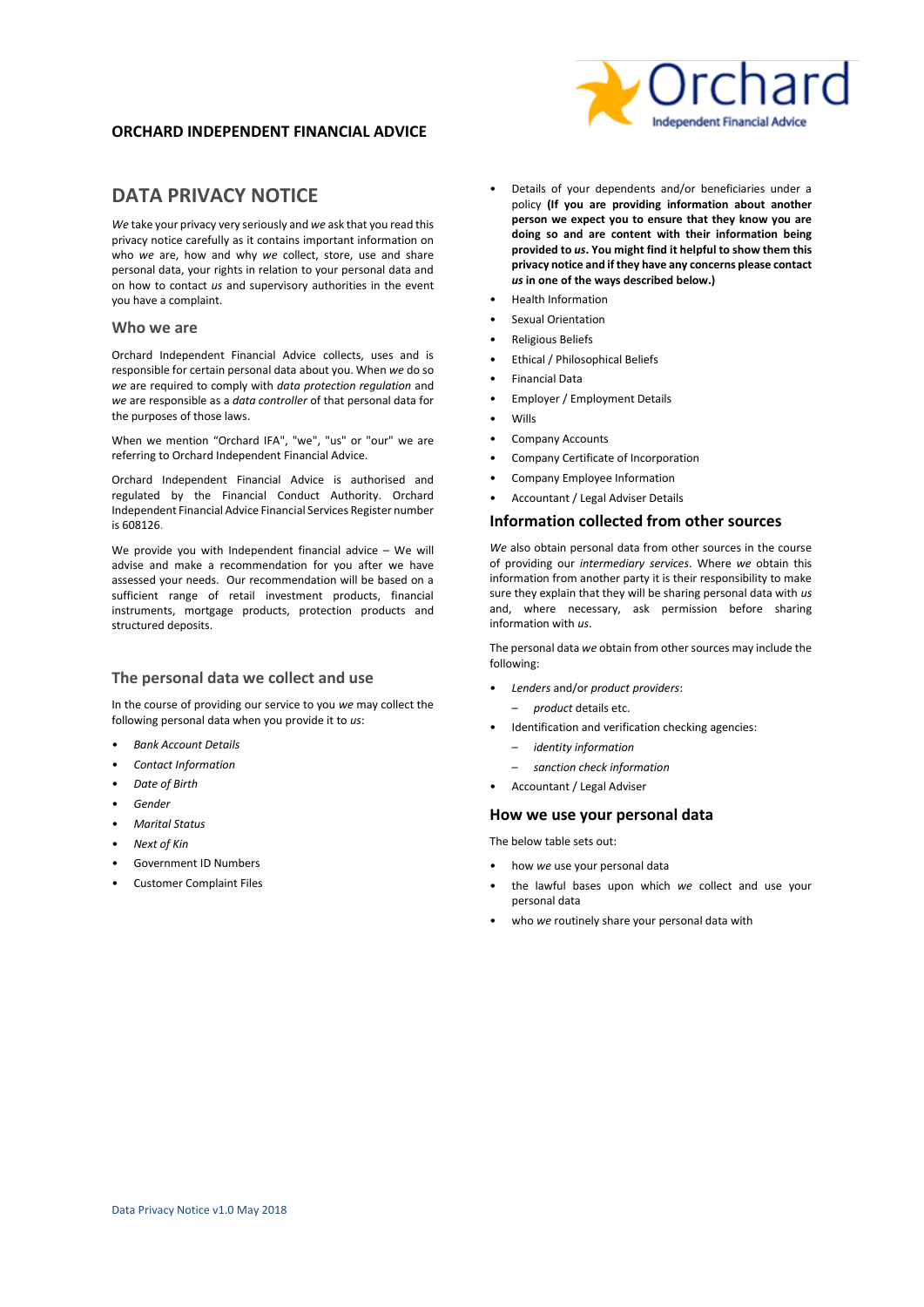**ORCHARD INDEPENDENT FINANCIAL ADVICE**

# DATA PRIVACY NOTICE

*We* take your privacy very seriously and *we* ask that you read this privacy notice carefully as it contains important information on who *we* are, how and why *we* collect, store, use and share personal data, your rights in relation to your personal data and on how to contact *us* and supervisory authorities in the event you have a complaint.

## Who we are

Orchard Independent Financial Advice collects, uses and is responsible for certain personal data about you. When *we* do so *we* are required to comply with *data protection regulation* and *we* are responsible as a *data controller* of that personal data for the purposes of those laws.

When we mention "Orchard IFA", "we", "us" or "our" we are referring to Orchard Independent Financial Advice.

Orchard Independent Financial Advice is authorised and regulated by the Financial Conduct Authority. Orchard Independent Financial Advice Financial Services Register number is 608126.

We provide you with Independent financial advice – We will advise and make a recommendation for you after we have assessed your needs. Our recommendation will be based on a sufficient range of retail investment products, financial instruments, mortgage products, protection products and structured deposits.

## The personal data we collect and use

In the course of providing our service to you *we* may collect the following personal data when you provide it to *us*:

- *Bank Account Details*
- *Contact Information*
- *Date of Birth*
- *Gender*
- *Marital Status*
- *Next of Kin*
- Government ID Numbers
- Customer Complaint Files
- Details of your dependents and/or beneficiaries under a policy **(If you are providing information about another person we expect you to ensure that they know you are doing so and are content with their information being provided to *us*. You might find it helpful to show them this privacy notice and if they have any concerns please contact *us* in one of the ways described below.)**
- Health Information
- Sexual Orientation
- Religious Beliefs
- Ethical / Philosophical Beliefs
- Financial Data
- Employer / Employment Details
- Wills
- Company Accounts
- Company Certificate of Incorporation
- Company Employee Information
- Accountant / Legal Adviser Details

## Information collected from other sources

*We* also obtain personal data from other sources in the course of providing our *intermediary services*. Where *we* obtain this information from another party it is their responsibility to make sure they explain that they will be sharing personal data with *us* and, where necessary, ask permission before sharing information with *us*.

The personal data *we* obtain from other sources may include the following:

- *Lenders* and/or *product providers*:
  - *product* details etc.
- Identification and verification checking agencies:
  - *identity information*
  - *sanction check information*
- Accountant / Legal Adviser

## How we use your personal data

The below table sets out:

- how *we* use your personal data
- the lawful bases upon which *we* collect and use your personal data
- who *we* routinely share your personal data with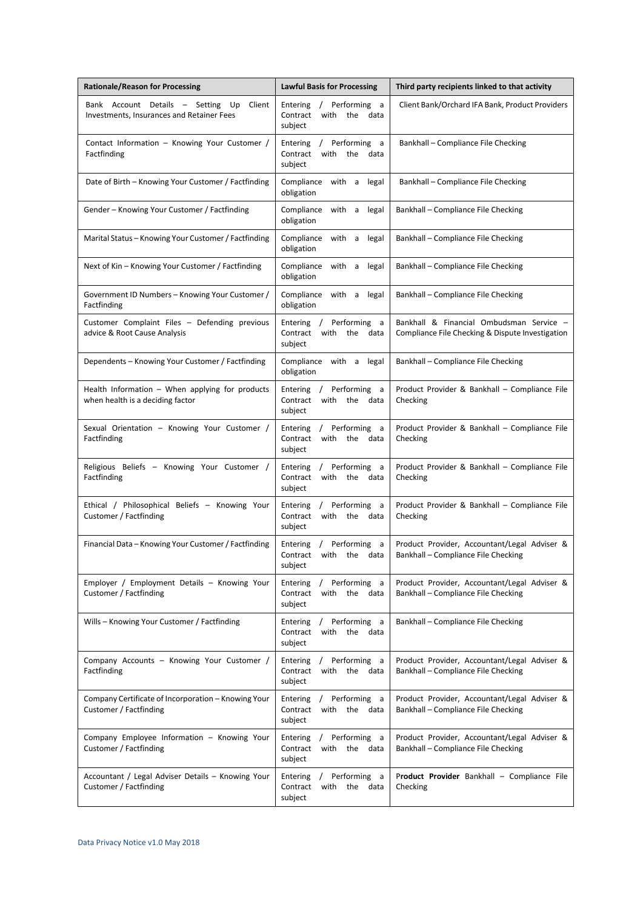| Rationale/Reason for Processing | Lawful Basis for Processing | Third party recipients linked to that activity |
|---|---|---|
| Bank Account Details – Setting Up Client Investments, Insurances and Retainer Fees | Entering / Performing a Contract with the data subject | Client Bank/Orchard IFA Bank, Product Providers |
| Contact Information – Knowing Your Customer / Factfinding | Entering / Performing a Contract with the data subject | Bankhall – Compliance File Checking |
| Date of Birth – Knowing Your Customer / Factfinding | Compliance with a legal obligation | Bankhall – Compliance File Checking |
| Gender – Knowing Your Customer / Factfinding | Compliance with a legal obligation | Bankhall – Compliance File Checking |
| Marital Status – Knowing Your Customer / Factfinding | Compliance with a legal obligation | Bankhall – Compliance File Checking |
| Next of Kin – Knowing Your Customer / Factfinding | Compliance with a legal obligation | Bankhall – Compliance File Checking |
| Government ID Numbers – Knowing Your Customer / Factfinding | Compliance with a legal obligation | Bankhall – Compliance File Checking |
| Customer Complaint Files – Defending previous advice & Root Cause Analysis | Entering / Performing a Contract with the data subject | Bankhall & Financial Ombudsman Service – Compliance File Checking & Dispute Investigation |
| Dependents – Knowing Your Customer / Factfinding | Compliance with a legal obligation | Bankhall – Compliance File Checking |
| Health Information – When applying for products when health is a deciding factor | Entering / Performing a Contract with the data subject | Product Provider & Bankhall – Compliance File Checking |
| Sexual Orientation – Knowing Your Customer / Factfinding | Entering / Performing a Contract with the data subject | Product Provider & Bankhall – Compliance File Checking |
| Religious Beliefs – Knowing Your Customer / Factfinding | Entering / Performing a Contract with the data subject | Product Provider & Bankhall – Compliance File Checking |
| Ethical / Philosophical Beliefs – Knowing Your Customer / Factfinding | Entering / Performing a Contract with the data subject | Product Provider & Bankhall – Compliance File Checking |
| Financial Data – Knowing Your Customer / Factfinding | Entering / Performing a Contract with the data subject | Product Provider, Accountant/Legal Adviser & Bankhall – Compliance File Checking |
| Employer / Employment Details – Knowing Your Customer / Factfinding | Entering / Performing a Contract with the data subject | Product Provider, Accountant/Legal Adviser & Bankhall – Compliance File Checking |
| Wills – Knowing Your Customer / Factfinding | Entering / Performing a Contract with the data subject | Bankhall – Compliance File Checking |
| Company Accounts – Knowing Your Customer / Factfinding | Entering / Performing a Contract with the data subject | Product Provider, Accountant/Legal Adviser & Bankhall – Compliance File Checking |
| Company Certificate of Incorporation – Knowing Your Customer / Factfinding | Entering / Performing a Contract with the data subject | Product Provider, Accountant/Legal Adviser & Bankhall – Compliance File Checking |
| Company Employee Information – Knowing Your Customer / Factfinding | Entering / Performing a Contract with the data subject | Product Provider, Accountant/Legal Adviser & Bankhall – Compliance File Checking |
| Accountant / Legal Adviser Details – Knowing Your Customer / Factfinding | Entering / Performing a Contract with the data subject | **Product Provider** Bankhall – Compliance File Checking |

Data Privacy Notice v1.0 May 2018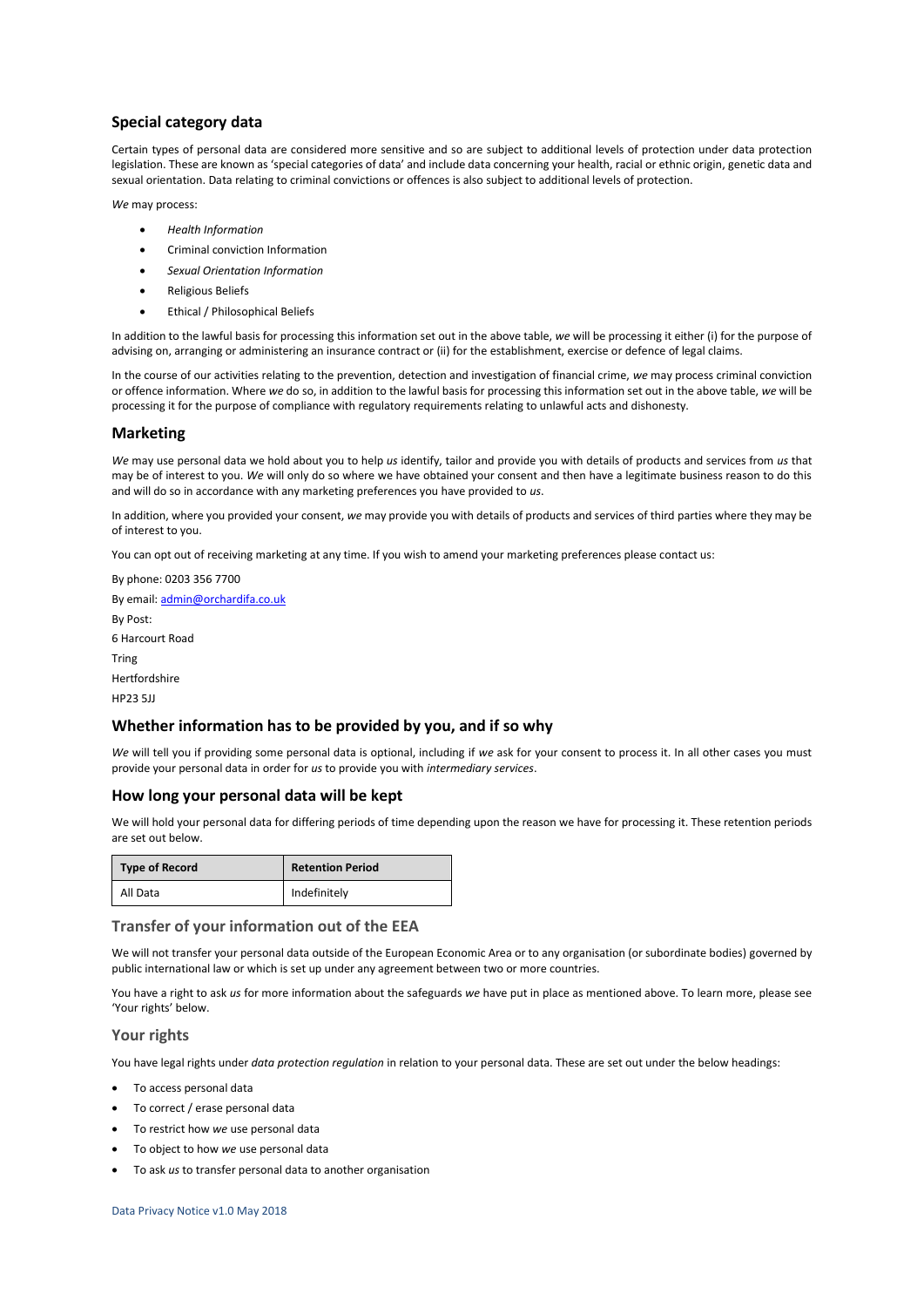## Special category data

Certain types of personal data are considered more sensitive and so are subject to additional levels of protection under data protection legislation. These are known as 'special categories of data' and include data concerning your health, racial or ethnic origin, genetic data and sexual orientation. Data relating to criminal convictions or offences is also subject to additional levels of protection.

*We* may process:

- *Health Information*
- Criminal conviction Information
- *Sexual Orientation Information*
- Religious Beliefs
- Ethical / Philosophical Beliefs

In addition to the lawful basis for processing this information set out in the above table, *we* will be processing it either (i) for the purpose of advising on, arranging or administering an insurance contract or (ii) for the establishment, exercise or defence of legal claims.

In the course of our activities relating to the prevention, detection and investigation of financial crime, *we* may process criminal conviction or offence information. Where *we* do so, in addition to the lawful basis for processing this information set out in the above table, *we* will be processing it for the purpose of compliance with regulatory requirements relating to unlawful acts and dishonesty.

## Marketing

*We* may use personal data we hold about you to help *us* identify, tailor and provide you with details of products and services from *us* that may be of interest to you. *We* will only do so where we have obtained your consent and then have a legitimate business reason to do this and will do so in accordance with any marketing preferences you have provided to *us*.

In addition, where you provided your consent, *we* may provide you with details of products and services of third parties where they may be of interest to you.

You can opt out of receiving marketing at any time. If you wish to amend your marketing preferences please contact us:

By phone: 0203 356 7700

By email: admin@orchardifa.co.uk

By Post:

6 Harcourt Road

Tring

Hertfordshire

HP23 5JJ

## Whether information has to be provided by you, and if so why

*We* will tell you if providing some personal data is optional, including if *we* ask for your consent to process it. In all other cases you must provide your personal data in order for *us* to provide you with *intermediary services*.

## How long your personal data will be kept

We will hold your personal data for differing periods of time depending upon the reason we have for processing it. These retention periods are set out below.

| Type of Record | Retention Period |
|---|---|
| All Data | Indefinitely |

## Transfer of your information out of the EEA

We will not transfer your personal data outside of the European Economic Area or to any organisation (or subordinate bodies) governed by public international law or which is set up under any agreement between two or more countries.

You have a right to ask *us* for more information about the safeguards *we* have put in place as mentioned above. To learn more, please see 'Your rights' below.

## Your rights

You have legal rights under *data protection regulation* in relation to your personal data. These are set out under the below headings:

- To access personal data
- To correct / erase personal data
- To restrict how *we* use personal data
- To object to how *we* use personal data
- To ask *us* to transfer personal data to another organisation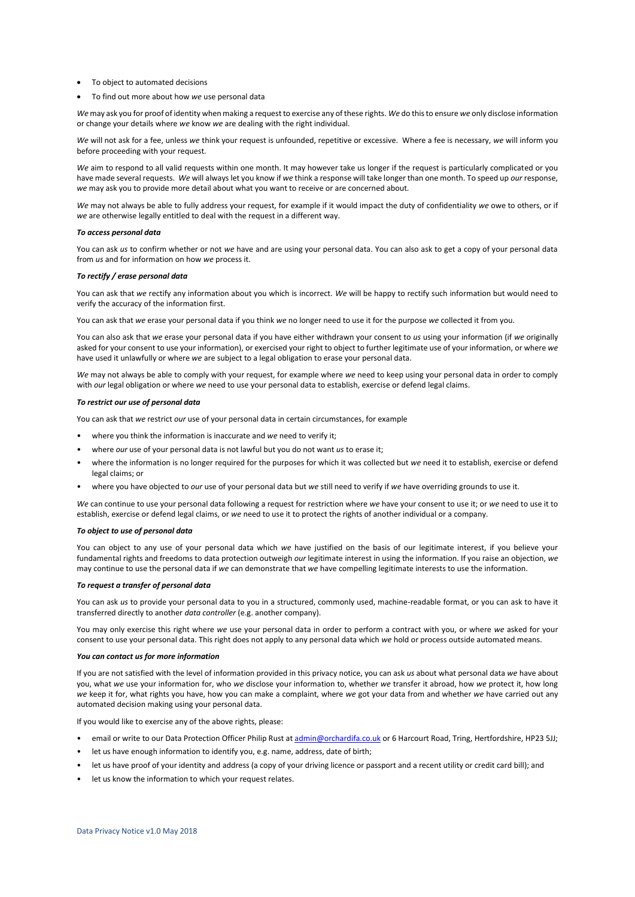- To object to automated decisions
- To find out more about how *we* use personal data

*We* may ask you for proof of identity when making a request to exercise any of these rights. *We* do this to ensure *we* only disclose information or change your details where *we* know *we* are dealing with the right individual.

*We* will not ask for a fee, unless *we* think your request is unfounded, repetitive or excessive. Where a fee is necessary, *we* will inform you before proceeding with your request.

*We* aim to respond to all valid requests within one month. It may however take us longer if the request is particularly complicated or you have made several requests. *We* will always let you know if *we* think a response will take longer than one month. To speed up *our* response, *we* may ask you to provide more detail about what you want to receive or are concerned about.

*We* may not always be able to fully address your request, for example if it would impact the duty of confidentiality *we* owe to others, or if *we* are otherwise legally entitled to deal with the request in a different way.

***To access personal data***

You can ask *us* to confirm whether or not *we* have and are using your personal data. You can also ask to get a copy of your personal data from *us* and for information on how *we* process it.

***To rectify / erase personal data***

You can ask that *we* rectify any information about you which is incorrect. *We* will be happy to rectify such information but would need to verify the accuracy of the information first.

You can ask that *we* erase your personal data if you think *we* no longer need to use it for the purpose *we* collected it from you.

You can also ask that *we* erase your personal data if you have either withdrawn your consent to *us* using your information (if *we* originally asked for your consent to use your information), or exercised your right to object to further legitimate use of your information, or where *we* have used it unlawfully or where *we* are subject to a legal obligation to erase your personal data.

*We* may not always be able to comply with your request, for example where *we* need to keep using your personal data in order to comply with *our* legal obligation or where *we* need to use your personal data to establish, exercise or defend legal claims.

***To restrict our use of personal data***

You can ask that *we* restrict *our* use of your personal data in certain circumstances, for example

- where you think the information is inaccurate and *we* need to verify it;
- where *our* use of your personal data is not lawful but you do not want *us* to erase it;
- where the information is no longer required for the purposes for which it was collected but *we* need it to establish, exercise or defend legal claims; or
- where you have objected to *our* use of your personal data but *we* still need to verify if *we* have overriding grounds to use it.

*We* can continue to use your personal data following a request for restriction where *we* have your consent to use it; or *we* need to use it to establish, exercise or defend legal claims, or *we* need to use it to protect the rights of another individual or a company.

***To object to use of personal data***

You can object to any use of your personal data which *we* have justified on the basis of our legitimate interest, if you believe your fundamental rights and freedoms to data protection outweigh *our* legitimate interest in using the information. If you raise an objection, *we* may continue to use the personal data if *we* can demonstrate that *we* have compelling legitimate interests to use the information.

***To request a transfer of personal data***

You can ask *us* to provide your personal data to you in a structured, commonly used, machine-readable format, or you can ask to have it transferred directly to another *data controller* (e.g. another company).

You may only exercise this right where *we* use your personal data in order to perform a contract with you, or where *we* asked for your consent to use your personal data. This right does not apply to any personal data which *we* hold or process outside automated means.

***You can contact us for more information***

If you are not satisfied with the level of information provided in this privacy notice, you can ask *us* about what personal data *we* have about you, what *we* use your information for, who *we* disclose your information to, whether *we* transfer it abroad, how *we* protect it, how long *we* keep it for, what rights you have, how you can make a complaint, where *we* got your data from and whether *we* have carried out any automated decision making using your personal data.

If you would like to exercise any of the above rights, please:

- email or write to our Data Protection Officer Philip Rust at admin@orchardifa.co.uk or 6 Harcourt Road, Tring, Hertfordshire, HP23 5JJ;
- let us have enough information to identify you, e.g. name, address, date of birth;
- let us have proof of your identity and address (a copy of your driving licence or passport and a recent utility or credit card bill); and
- let us know the information to which your request relates.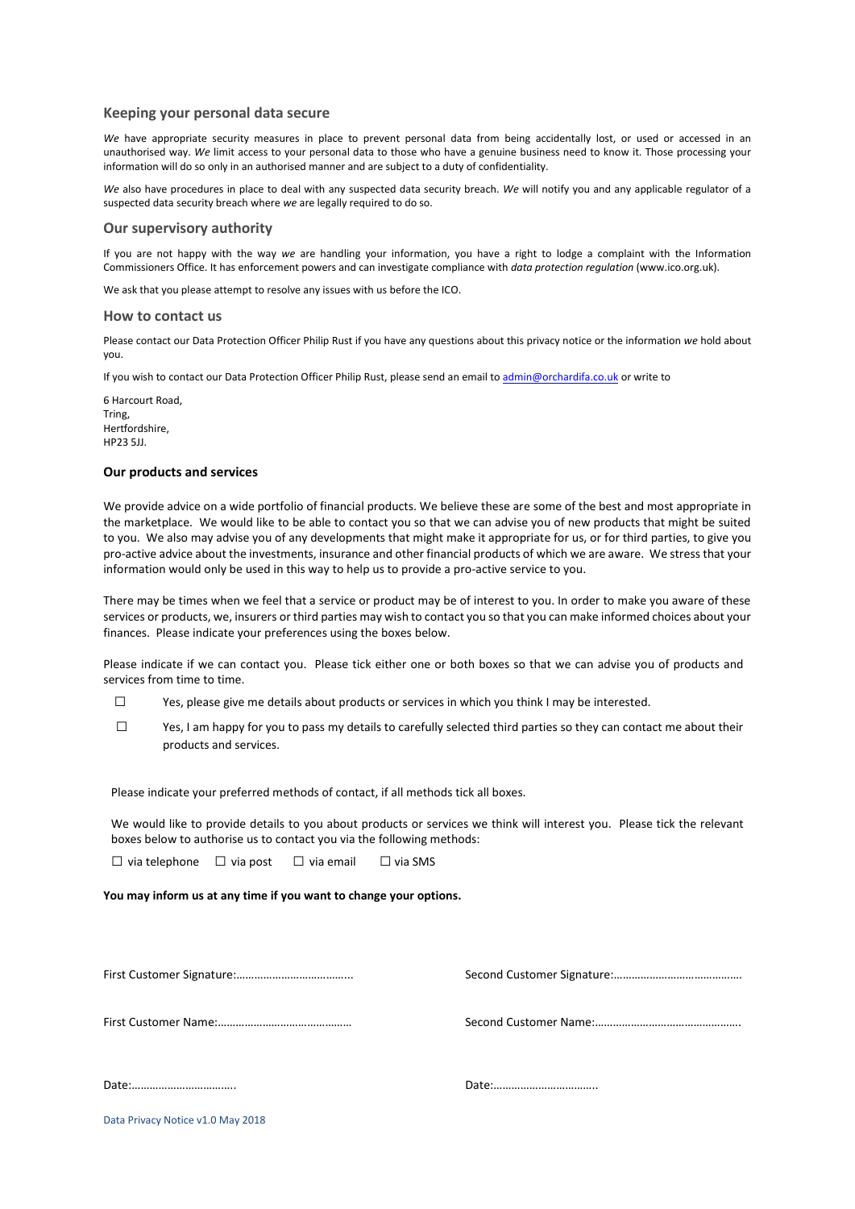## Keeping your personal data secure

*We* have appropriate security measures in place to prevent personal data from being accidentally lost, or used or accessed in an unauthorised way. *We* limit access to your personal data to those who have a genuine business need to know it. Those processing your information will do so only in an authorised manner and are subject to a duty of confidentiality.

*We* also have procedures in place to deal with any suspected data security breach. *We* will notify you and any applicable regulator of a suspected data security breach where *we* are legally required to do so.

## Our supervisory authority

If you are not happy with the way *we* are handling your information, you have a right to lodge a complaint with the Information Commissioners Office. It has enforcement powers and can investigate compliance with *data protection regulation* (www.ico.org.uk).

We ask that you please attempt to resolve any issues with us before the ICO.

## How to contact us

Please contact our Data Protection Officer Philip Rust if you have any questions about this privacy notice or the information *we* hold about you.

If you wish to contact our Data Protection Officer Philip Rust, please send an email to admin@orchardifa.co.uk or write to

6 Harcourt Road,
Tring,
Hertfordshire,
HP23 5JJ.

**Our products and services**

We provide advice on a wide portfolio of financial products. We believe these are some of the best and most appropriate in the marketplace. We would like to be able to contact you so that we can advise you of new products that might be suited to you. We also may advise you of any developments that might make it appropriate for us, or for third parties, to give you pro-active advice about the investments, insurance and other financial products of which we are aware. We stress that your information would only be used in this way to help us to provide a pro-active service to you.

There may be times when we feel that a service or product may be of interest to you. In order to make you aware of these services or products, we, insurers or third parties may wish to contact you so that you can make informed choices about your finances. Please indicate your preferences using the boxes below.

Please indicate if we can contact you. Please tick either one or both boxes so that we can advise you of products and services from time to time.

☐ Yes, please give me details about products or services in which you think I may be interested.

☐ Yes, I am happy for you to pass my details to carefully selected third parties so they can contact me about their products and services.

Please indicate your preferred methods of contact, if all methods tick all boxes.

We would like to provide details to you about products or services we think will interest you. Please tick the relevant boxes below to authorise us to contact you via the following methods:

☐ via telephone ☐ via post ☐ via email ☐ via SMS

**You may inform us at any time if you want to change your options.**

First Customer Signature:………………………………...

Second Customer Signature:…………………………………….

First Customer Name:…………………………………….

Second Customer Name:………………………………………….

Date:……………………………..

Date:……………………………..

Data Privacy Notice v1.0 May 2018